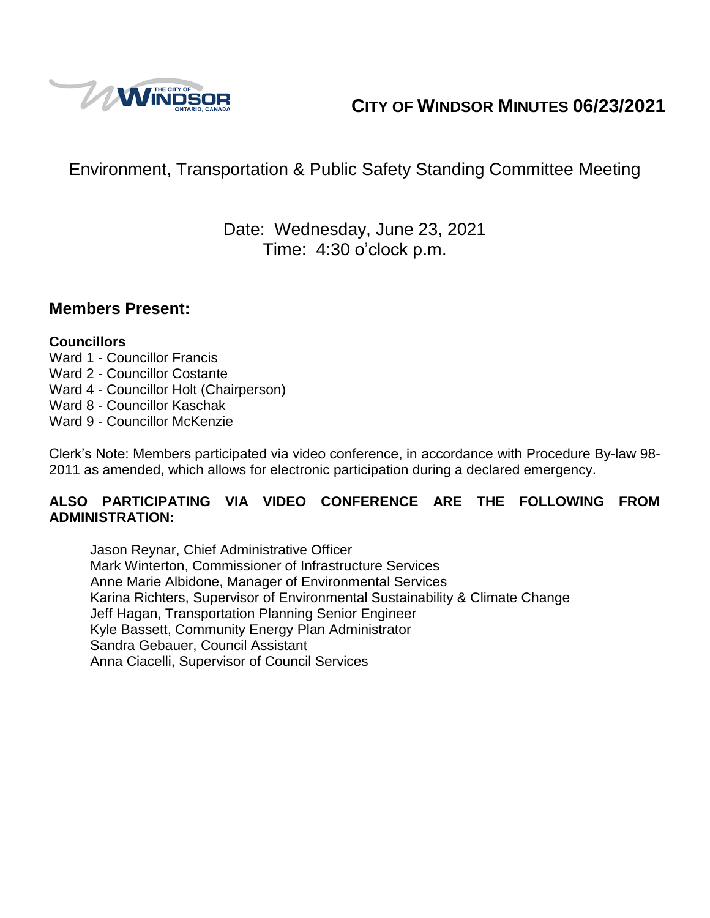# CITY OF WINDSOR MINUTES 06/23/2021

## Environment, Transportation & Public Safety Standing Committee Meeting

Date: Wednesday, June 23, 2021
Time: 4:30 o'clock p.m.

## Members Present:

**Councillors**

Ward 1 - Councillor Francis
Ward 2 - Councillor Costante
Ward 4 - Councillor Holt (Chairperson)
Ward 8 - Councillor Kaschak
Ward 9 - Councillor McKenzie

Clerk's Note: Members participated via video conference, in accordance with Procedure By-law 98-2011 as amended, which allows for electronic participation during a declared emergency.

**ALSO PARTICIPATING VIA VIDEO CONFERENCE ARE THE FOLLOWING FROM ADMINISTRATION:**

Jason Reynar, Chief Administrative Officer
Mark Winterton, Commissioner of Infrastructure Services
Anne Marie Albidone, Manager of Environmental Services
Karina Richters, Supervisor of Environmental Sustainability & Climate Change
Jeff Hagan, Transportation Planning Senior Engineer
Kyle Bassett, Community Energy Plan Administrator
Sandra Gebauer, Council Assistant
Anna Ciacelli, Supervisor of Council Services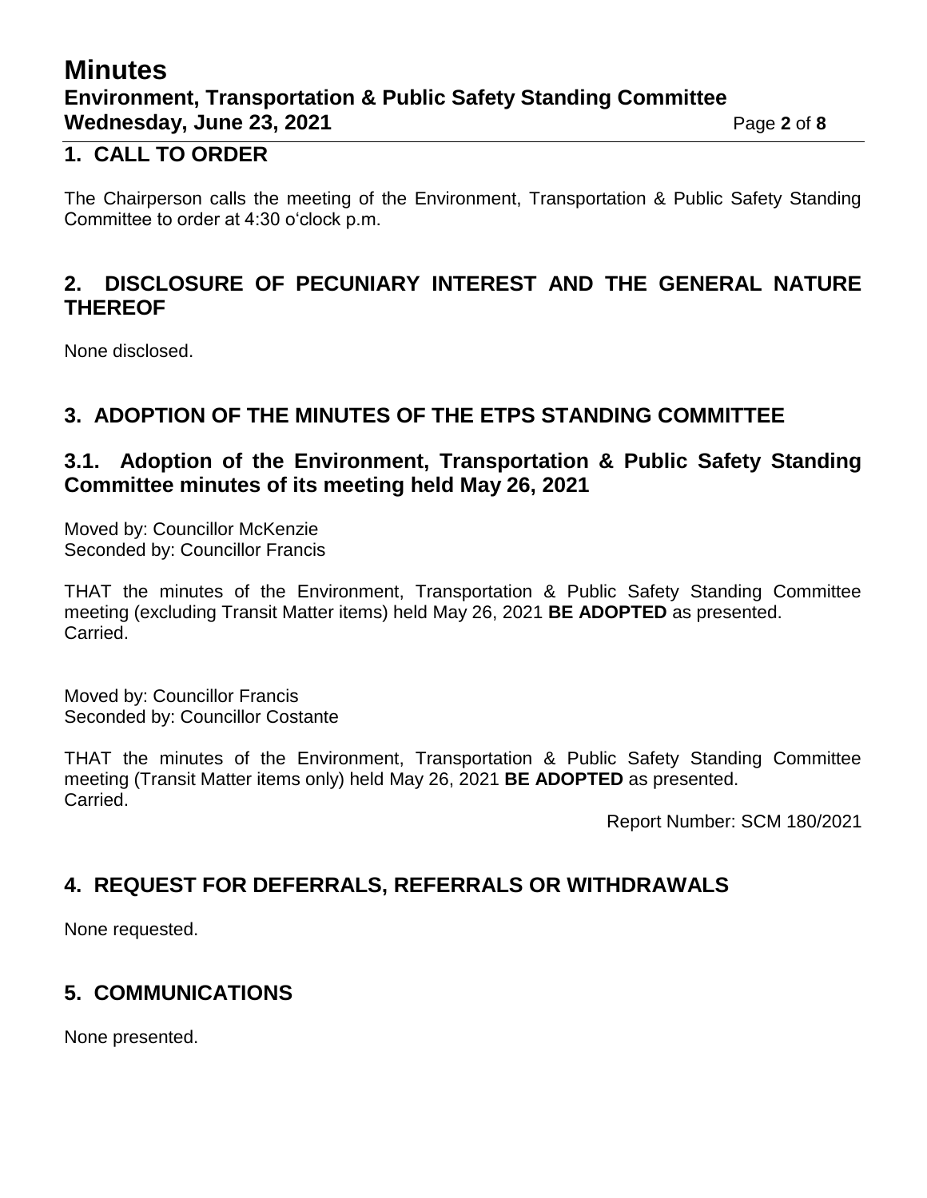## 1. CALL TO ORDER

The Chairperson calls the meeting of the Environment, Transportation & Public Safety Standing Committee to order at 4:30 o'clock p.m.

## 2. DISCLOSURE OF PECUNIARY INTEREST AND THE GENERAL NATURE THEREOF

None disclosed.

## 3. ADOPTION OF THE MINUTES OF THE ETPS STANDING COMMITTEE

### 3.1. Adoption of the Environment, Transportation & Public Safety Standing Committee minutes of its meeting held May 26, 2021

Moved by: Councillor McKenzie
Seconded by: Councillor Francis

THAT the minutes of the Environment, Transportation & Public Safety Standing Committee meeting (excluding Transit Matter items) held May 26, 2021 **BE ADOPTED** as presented.
Carried.

Moved by: Councillor Francis
Seconded by: Councillor Costante

THAT the minutes of the Environment, Transportation & Public Safety Standing Committee meeting (Transit Matter items only) held May 26, 2021 **BE ADOPTED** as presented.
Carried.

Report Number: SCM 180/2021

## 4. REQUEST FOR DEFERRALS, REFERRALS OR WITHDRAWALS

None requested.

## 5. COMMUNICATIONS

None presented.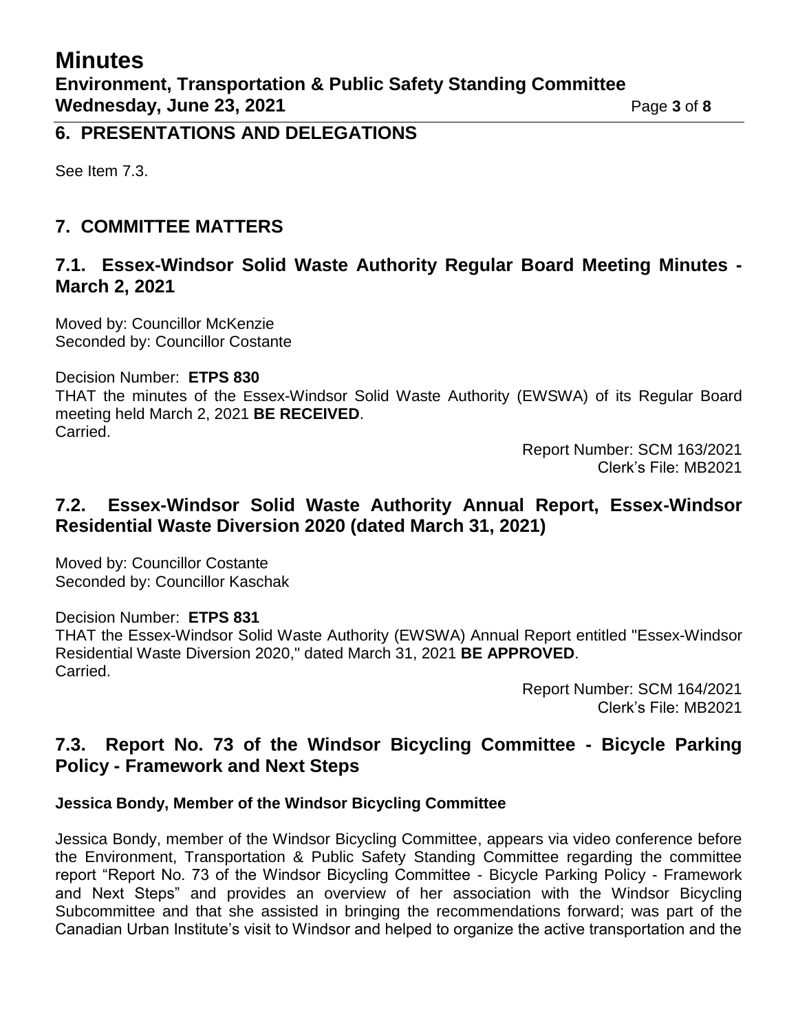## 6. PRESENTATIONS AND DELEGATIONS

See Item 7.3.

## 7. COMMITTEE MATTERS

### 7.1. Essex-Windsor Solid Waste Authority Regular Board Meeting Minutes - March 2, 2021

Moved by: Councillor McKenzie
Seconded by: Councillor Costante

Decision Number: **ETPS 830**
THAT the minutes of the Essex-Windsor Solid Waste Authority (EWSWA) of its Regular Board meeting held March 2, 2021 **BE RECEIVED**.
Carried.

Report Number: SCM 163/2021
Clerk's File: MB2021

### 7.2. Essex-Windsor Solid Waste Authority Annual Report, Essex-Windsor Residential Waste Diversion 2020 (dated March 31, 2021)

Moved by: Councillor Costante
Seconded by: Councillor Kaschak

Decision Number: **ETPS 831**
THAT the Essex-Windsor Solid Waste Authority (EWSWA) Annual Report entitled "Essex-Windsor Residential Waste Diversion 2020," dated March 31, 2021 **BE APPROVED**.
Carried.

Report Number: SCM 164/2021
Clerk's File: MB2021

### 7.3. Report No. 73 of the Windsor Bicycling Committee - Bicycle Parking Policy - Framework and Next Steps

**Jessica Bondy, Member of the Windsor Bicycling Committee**

Jessica Bondy, member of the Windsor Bicycling Committee, appears via video conference before the Environment, Transportation & Public Safety Standing Committee regarding the committee report "Report No. 73 of the Windsor Bicycling Committee - Bicycle Parking Policy - Framework and Next Steps" and provides an overview of her association with the Windsor Bicycling Subcommittee and that she assisted in bringing the recommendations forward; was part of the Canadian Urban Institute's visit to Windsor and helped to organize the active transportation and the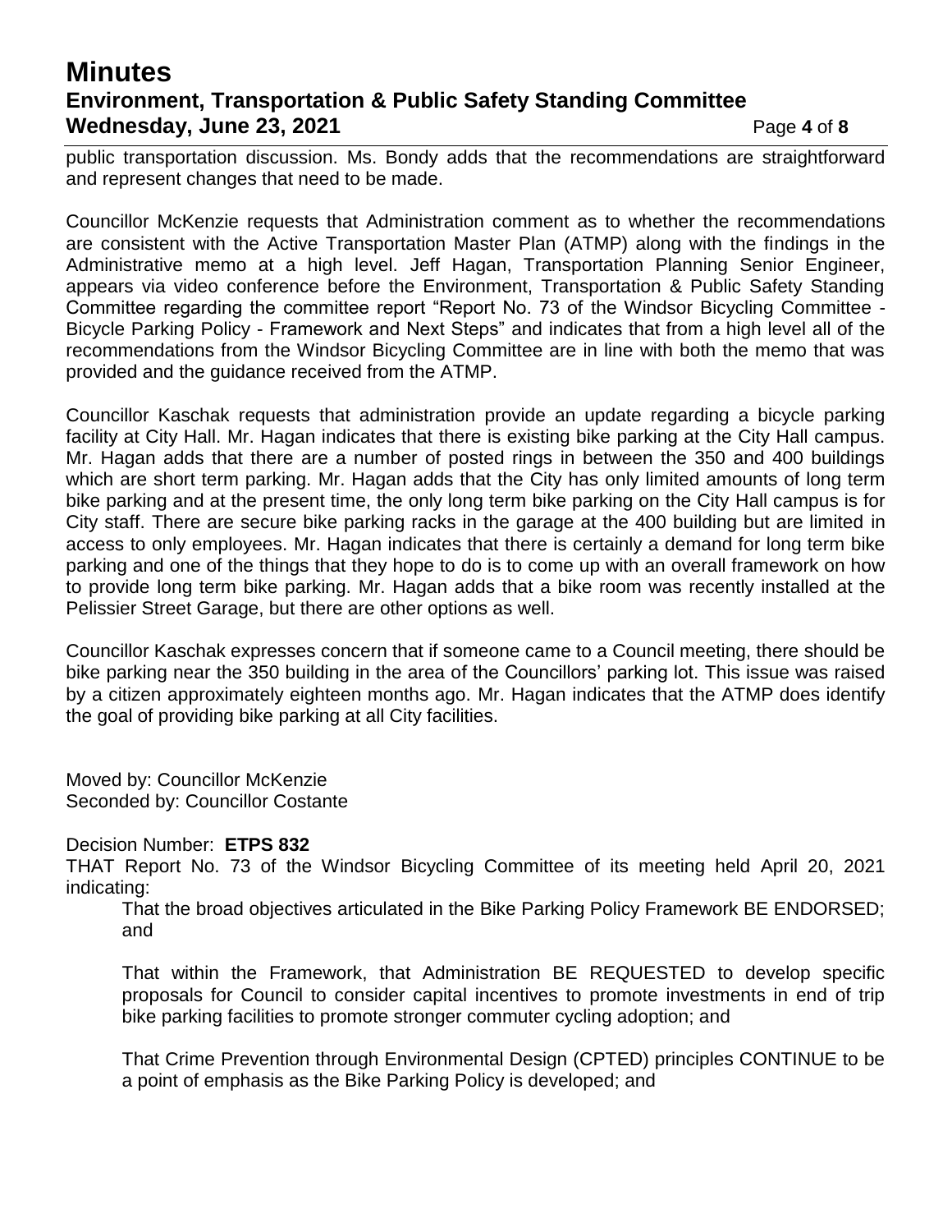public transportation discussion. Ms. Bondy adds that the recommendations are straightforward and represent changes that need to be made.

Councillor McKenzie requests that Administration comment as to whether the recommendations are consistent with the Active Transportation Master Plan (ATMP) along with the findings in the Administrative memo at a high level. Jeff Hagan, Transportation Planning Senior Engineer, appears via video conference before the Environment, Transportation & Public Safety Standing Committee regarding the committee report "Report No. 73 of the Windsor Bicycling Committee - Bicycle Parking Policy - Framework and Next Steps" and indicates that from a high level all of the recommendations from the Windsor Bicycling Committee are in line with both the memo that was provided and the guidance received from the ATMP.

Councillor Kaschak requests that administration provide an update regarding a bicycle parking facility at City Hall. Mr. Hagan indicates that there is existing bike parking at the City Hall campus. Mr. Hagan adds that there are a number of posted rings in between the 350 and 400 buildings which are short term parking. Mr. Hagan adds that the City has only limited amounts of long term bike parking and at the present time, the only long term bike parking on the City Hall campus is for City staff. There are secure bike parking racks in the garage at the 400 building but are limited in access to only employees. Mr. Hagan indicates that there is certainly a demand for long term bike parking and one of the things that they hope to do is to come up with an overall framework on how to provide long term bike parking. Mr. Hagan adds that a bike room was recently installed at the Pelissier Street Garage, but there are other options as well.

Councillor Kaschak expresses concern that if someone came to a Council meeting, there should be bike parking near the 350 building in the area of the Councillors' parking lot. This issue was raised by a citizen approximately eighteen months ago. Mr. Hagan indicates that the ATMP does identify the goal of providing bike parking at all City facilities.

Moved by: Councillor McKenzie
Seconded by: Councillor Costante

Decision Number: **ETPS 832**
THAT Report No. 73 of the Windsor Bicycling Committee of its meeting held April 20, 2021 indicating:

> That the broad objectives articulated in the Bike Parking Policy Framework BE ENDORSED; and
>
> That within the Framework, that Administration BE REQUESTED to develop specific proposals for Council to consider capital incentives to promote investments in end of trip bike parking facilities to promote stronger commuter cycling adoption; and
>
> That Crime Prevention through Environmental Design (CPTED) principles CONTINUE to be a point of emphasis as the Bike Parking Policy is developed; and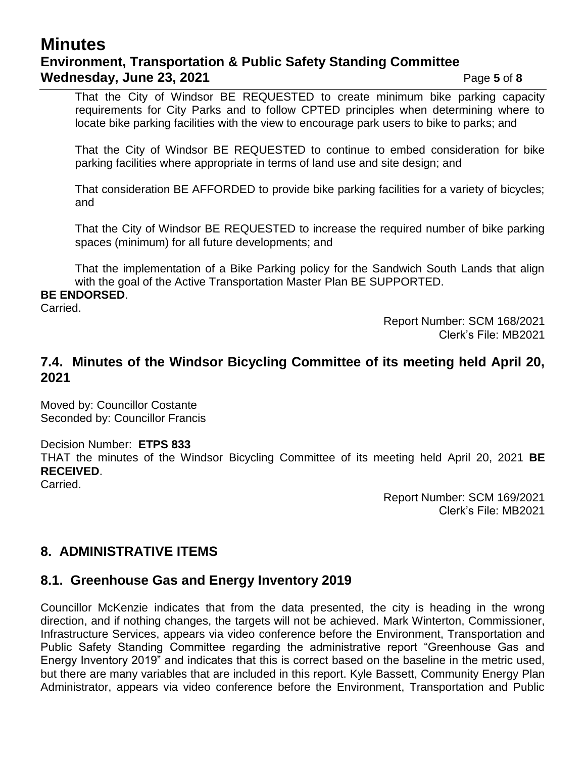That the City of Windsor BE REQUESTED to create minimum bike parking capacity requirements for City Parks and to follow CPTED principles when determining where to locate bike parking facilities with the view to encourage park users to bike to parks; and

That the City of Windsor BE REQUESTED to continue to embed consideration for bike parking facilities where appropriate in terms of land use and site design; and

That consideration BE AFFORDED to provide bike parking facilities for a variety of bicycles; and

That the City of Windsor BE REQUESTED to increase the required number of bike parking spaces (minimum) for all future developments; and

That the implementation of a Bike Parking policy for the Sandwich South Lands that align with the goal of the Active Transportation Master Plan BE SUPPORTED.

**BE ENDORSED**.
Carried.

Report Number: SCM 168/2021
Clerk's File: MB2021

## 7.4. Minutes of the Windsor Bicycling Committee of its meeting held April 20, 2021

Moved by: Councillor Costante
Seconded by: Councillor Francis

Decision Number: **ETPS 833**
THAT the minutes of the Windsor Bicycling Committee of its meeting held April 20, 2021 **BE RECEIVED**.
Carried.

Report Number: SCM 169/2021
Clerk's File: MB2021

# 8. ADMINISTRATIVE ITEMS

## 8.1. Greenhouse Gas and Energy Inventory 2019

Councillor McKenzie indicates that from the data presented, the city is heading in the wrong direction, and if nothing changes, the targets will not be achieved. Mark Winterton, Commissioner, Infrastructure Services, appears via video conference before the Environment, Transportation and Public Safety Standing Committee regarding the administrative report "Greenhouse Gas and Energy Inventory 2019" and indicates that this is correct based on the baseline in the metric used, but there are many variables that are included in this report. Kyle Bassett, Community Energy Plan Administrator, appears via video conference before the Environment, Transportation and Public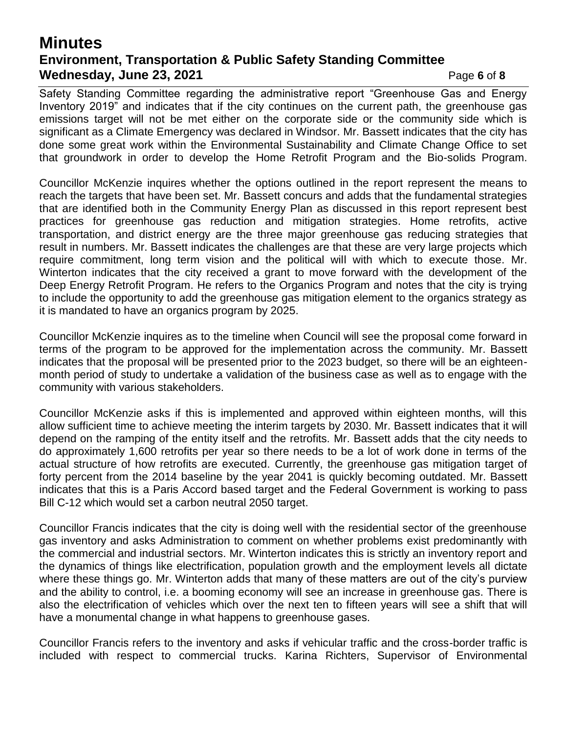Safety Standing Committee regarding the administrative report "Greenhouse Gas and Energy Inventory 2019" and indicates that if the city continues on the current path, the greenhouse gas emissions target will not be met either on the corporate side or the community side which is significant as a Climate Emergency was declared in Windsor. Mr. Bassett indicates that the city has done some great work within the Environmental Sustainability and Climate Change Office to set that groundwork in order to develop the Home Retrofit Program and the Bio-solids Program.

Councillor McKenzie inquires whether the options outlined in the report represent the means to reach the targets that have been set. Mr. Bassett concurs and adds that the fundamental strategies that are identified both in the Community Energy Plan as discussed in this report represent best practices for greenhouse gas reduction and mitigation strategies. Home retrofits, active transportation, and district energy are the three major greenhouse gas reducing strategies that result in numbers. Mr. Bassett indicates the challenges are that these are very large projects which require commitment, long term vision and the political will with which to execute those. Mr. Winterton indicates that the city received a grant to move forward with the development of the Deep Energy Retrofit Program. He refers to the Organics Program and notes that the city is trying to include the opportunity to add the greenhouse gas mitigation element to the organics strategy as it is mandated to have an organics program by 2025.

Councillor McKenzie inquires as to the timeline when Council will see the proposal come forward in terms of the program to be approved for the implementation across the community. Mr. Bassett indicates that the proposal will be presented prior to the 2023 budget, so there will be an eighteen-month period of study to undertake a validation of the business case as well as to engage with the community with various stakeholders.

Councillor McKenzie asks if this is implemented and approved within eighteen months, will this allow sufficient time to achieve meeting the interim targets by 2030. Mr. Bassett indicates that it will depend on the ramping of the entity itself and the retrofits. Mr. Bassett adds that the city needs to do approximately 1,600 retrofits per year so there needs to be a lot of work done in terms of the actual structure of how retrofits are executed. Currently, the greenhouse gas mitigation target of forty percent from the 2014 baseline by the year 2041 is quickly becoming outdated. Mr. Bassett indicates that this is a Paris Accord based target and the Federal Government is working to pass Bill C-12 which would set a carbon neutral 2050 target.

Councillor Francis indicates that the city is doing well with the residential sector of the greenhouse gas inventory and asks Administration to comment on whether problems exist predominantly with the commercial and industrial sectors. Mr. Winterton indicates this is strictly an inventory report and the dynamics of things like electrification, population growth and the employment levels all dictate where these things go. Mr. Winterton adds that many of these matters are out of the city's purview and the ability to control, i.e. a booming economy will see an increase in greenhouse gas. There is also the electrification of vehicles which over the next ten to fifteen years will see a shift that will have a monumental change in what happens to greenhouse gases.

Councillor Francis refers to the inventory and asks if vehicular traffic and the cross-border traffic is included with respect to commercial trucks. Karina Richters, Supervisor of Environmental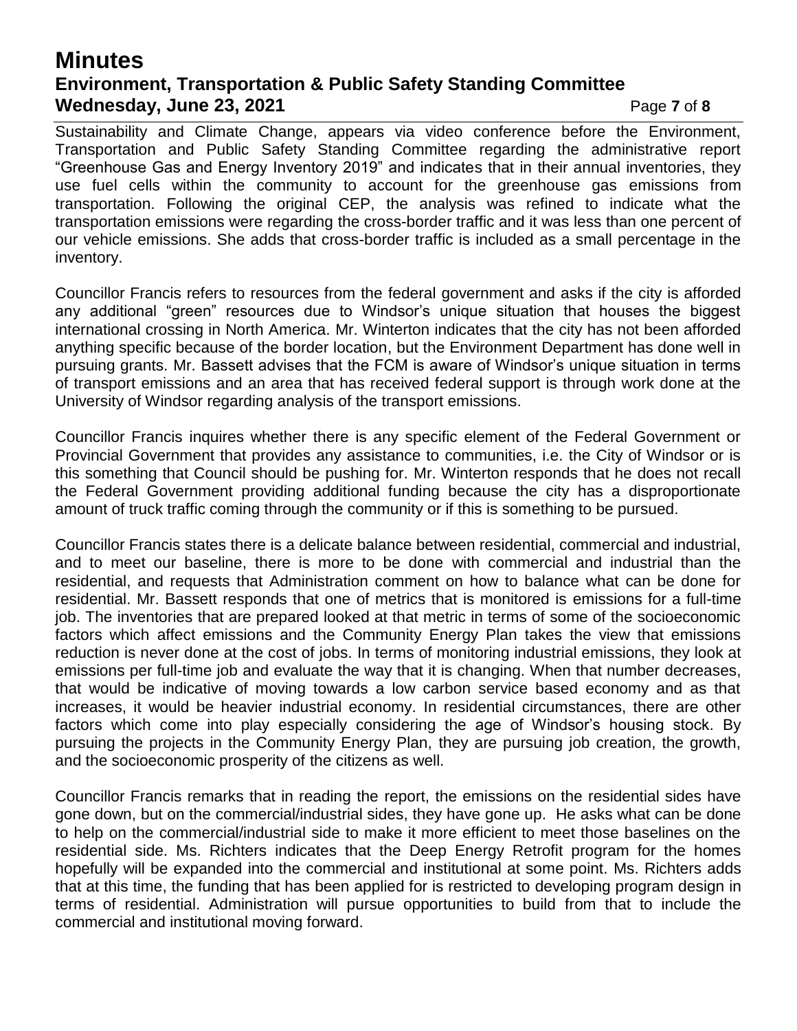Sustainability and Climate Change, appears via video conference before the Environment, Transportation and Public Safety Standing Committee regarding the administrative report "Greenhouse Gas and Energy Inventory 2019" and indicates that in their annual inventories, they use fuel cells within the community to account for the greenhouse gas emissions from transportation. Following the original CEP, the analysis was refined to indicate what the transportation emissions were regarding the cross-border traffic and it was less than one percent of our vehicle emissions. She adds that cross-border traffic is included as a small percentage in the inventory.

Councillor Francis refers to resources from the federal government and asks if the city is afforded any additional "green" resources due to Windsor's unique situation that houses the biggest international crossing in North America. Mr. Winterton indicates that the city has not been afforded anything specific because of the border location, but the Environment Department has done well in pursuing grants. Mr. Bassett advises that the FCM is aware of Windsor's unique situation in terms of transport emissions and an area that has received federal support is through work done at the University of Windsor regarding analysis of the transport emissions.

Councillor Francis inquires whether there is any specific element of the Federal Government or Provincial Government that provides any assistance to communities, i.e. the City of Windsor or is this something that Council should be pushing for. Mr. Winterton responds that he does not recall the Federal Government providing additional funding because the city has a disproportionate amount of truck traffic coming through the community or if this is something to be pursued.

Councillor Francis states there is a delicate balance between residential, commercial and industrial, and to meet our baseline, there is more to be done with commercial and industrial than the residential, and requests that Administration comment on how to balance what can be done for residential. Mr. Bassett responds that one of metrics that is monitored is emissions for a full-time job. The inventories that are prepared looked at that metric in terms of some of the socioeconomic factors which affect emissions and the Community Energy Plan takes the view that emissions reduction is never done at the cost of jobs. In terms of monitoring industrial emissions, they look at emissions per full-time job and evaluate the way that it is changing. When that number decreases, that would be indicative of moving towards a low carbon service based economy and as that increases, it would be heavier industrial economy. In residential circumstances, there are other factors which come into play especially considering the age of Windsor's housing stock. By pursuing the projects in the Community Energy Plan, they are pursuing job creation, the growth, and the socioeconomic prosperity of the citizens as well.

Councillor Francis remarks that in reading the report, the emissions on the residential sides have gone down, but on the commercial/industrial sides, they have gone up. He asks what can be done to help on the commercial/industrial side to make it more efficient to meet those baselines on the residential side. Ms. Richters indicates that the Deep Energy Retrofit program for the homes hopefully will be expanded into the commercial and institutional at some point. Ms. Richters adds that at this time, the funding that has been applied for is restricted to developing program design in terms of residential. Administration will pursue opportunities to build from that to include the commercial and institutional moving forward.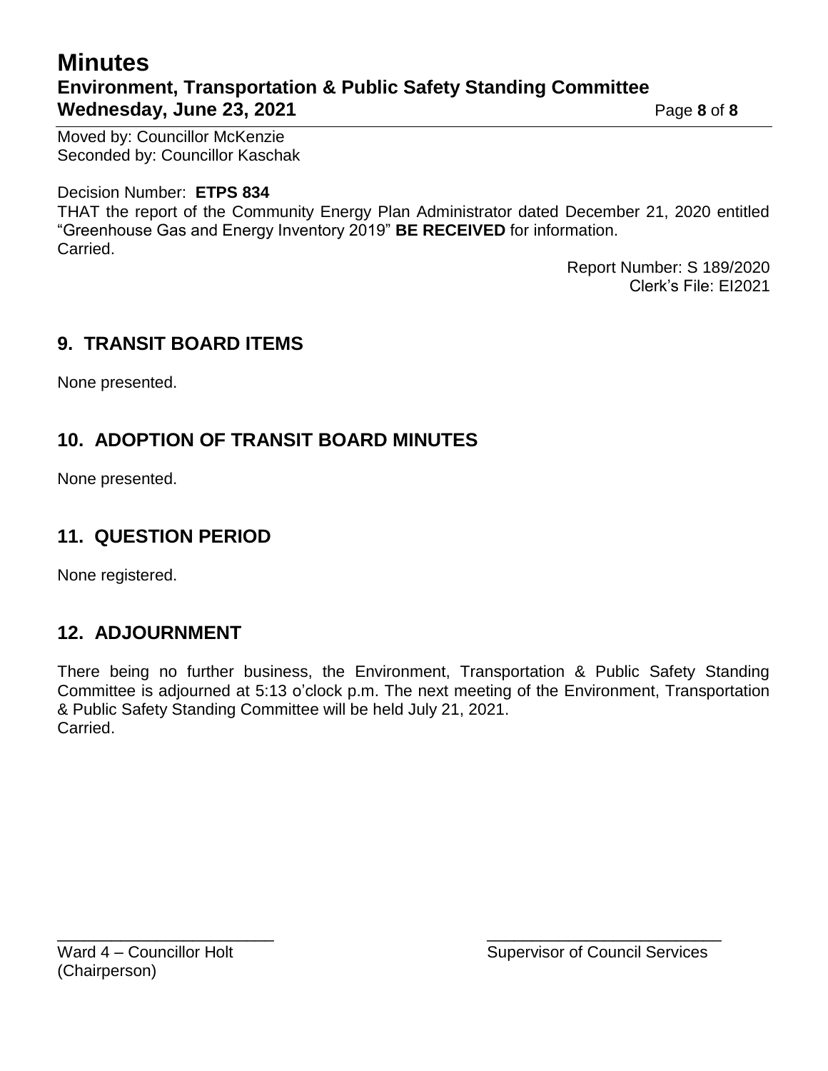Moved by: Councillor McKenzie
Seconded by: Councillor Kaschak

Decision Number: **ETPS 834**
THAT the report of the Community Energy Plan Administrator dated December 21, 2020 entitled "Greenhouse Gas and Energy Inventory 2019" **BE RECEIVED** for information.
Carried.

Report Number: S 189/2020
Clerk's File: EI2021

## 9. TRANSIT BOARD ITEMS

None presented.

## 10. ADOPTION OF TRANSIT BOARD MINUTES

None presented.

## 11. QUESTION PERIOD

None registered.

## 12. ADJOURNMENT

There being no further business, the Environment, Transportation & Public Safety Standing Committee is adjourned at 5:13 o'clock p.m. The next meeting of the Environment, Transportation & Public Safety Standing Committee will be held July 21, 2021.
Carried.

\_\_\_\_\_\_\_\_\_\_\_\_\_\_\_\_\_\_\_\_\_\_\_\_
Ward 4 – Councillor Holt
(Chairperson)

\_\_\_\_\_\_\_\_\_\_\_\_\_\_\_\_\_\_\_\_\_\_\_\_
Supervisor of Council Services